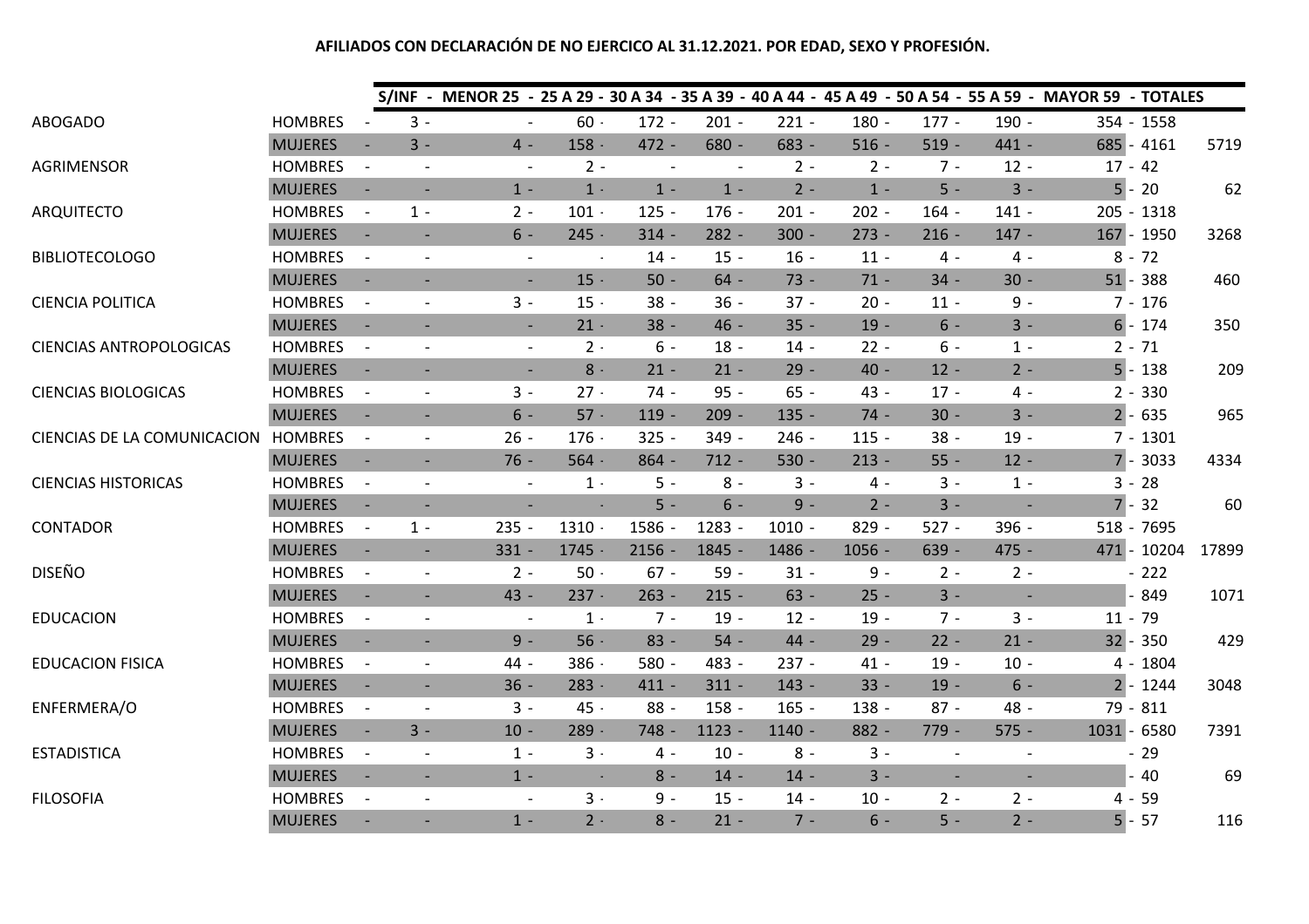**AFILIADOS CON DECLARACIÓN DE NO EJERCICO AL 31.12.2021. POR EDAD, SEXO Y PROFESIÓN.**

| | | S/INF | MENOR 25 | 25 A 29 | 30 A 34 | 35 A 39 | 40 A 44 | 45 A 49 | 50 A 54 | 55 A 59 | MAYOR 59 | TOTALES | |
|---|---|---|---|---|---|---|---|---|---|---|---|---|---|
| ABOGADO | HOMBRES | 3 | - | 60 | 172 | 201 | 221 | 180 | 177 | 190 | 354 | 1558 | |
| | MUJERES | 3 | 4 | 158 | 472 | 680 | 683 | 516 | 519 | 441 | 685 | 4161 | 5719 |
| AGRIMENSOR | HOMBRES | - | - | 2 | - | - | 2 | 2 | 7 | 12 | 17 | 42 | |
| | MUJERES | - | 1 | 1 | 1 | 1 | 2 | 1 | 5 | 3 | 5 | 20 | 62 |
| ARQUITECTO | HOMBRES | 1 | 2 | 101 | 125 | 176 | 201 | 202 | 164 | 141 | 205 | 1318 | |
| | MUJERES | - | 6 | 245 | 314 | 282 | 300 | 273 | 216 | 147 | 167 | 1950 | 3268 |
| BIBLIOTECOLOGO | HOMBRES | - | - | - | 14 | 15 | 16 | 11 | 4 | 4 | 8 | 72 | |
| | MUJERES | - | - | 15 | 50 | 64 | 73 | 71 | 34 | 30 | 51 | 388 | 460 |
| CIENCIA POLITICA | HOMBRES | - | 3 | 15 | 38 | 36 | 37 | 20 | 11 | 9 | 7 | 176 | |
| | MUJERES | - | - | 21 | 38 | 46 | 35 | 19 | 6 | 3 | 6 | 174 | 350 |
| CIENCIAS ANTROPOLOGICAS | HOMBRES | - | - | 2 | 6 | 18 | 14 | 22 | 6 | 1 | 2 | 71 | |
| | MUJERES | - | - | 8 | 21 | 21 | 29 | 40 | 12 | 2 | 5 | 138 | 209 |
| CIENCIAS BIOLOGICAS | HOMBRES | - | 3 | 27 | 74 | 95 | 65 | 43 | 17 | 4 | 2 | 330 | |
| | MUJERES | - | 6 | 57 | 119 | 209 | 135 | 74 | 30 | 3 | 2 | 635 | 965 |
| CIENCIAS DE LA COMUNICACION | HOMBRES | - | 26 | 176 | 325 | 349 | 246 | 115 | 38 | 19 | 7 | 1301 | |
| | MUJERES | - | 76 | 564 | 864 | 712 | 530 | 213 | 55 | 12 | 7 | 3033 | 4334 |
| CIENCIAS HISTORICAS | HOMBRES | - | - | 1 | 5 | 8 | 3 | 4 | 3 | 1 | 3 | 28 | |
| | MUJERES | - | - | - | 5 | 6 | 9 | 2 | 3 | - | 7 | 32 | 60 |
| CONTADOR | HOMBRES | 1 | 235 | 1310 | 1586 | 1283 | 1010 | 829 | 527 | 396 | 518 | 7695 | |
| | MUJERES | - | 331 | 1745 | 2156 | 1845 | 1486 | 1056 | 639 | 475 | 471 | 10204 | 17899 |
| DISEÑO | HOMBRES | - | 2 | 50 | 67 | 59 | 31 | 9 | 2 | 2 | | 222 | |
| | MUJERES | - | 43 | 237 | 263 | 215 | 63 | 25 | 3 | - | | 849 | 1071 |
| EDUCACION | HOMBRES | - | - | 1 | 7 | 19 | 12 | 19 | 7 | 3 | 11 | 79 | |
| | MUJERES | - | 9 | 56 | 83 | 54 | 44 | 29 | 22 | 21 | 32 | 350 | 429 |
| EDUCACION FISICA | HOMBRES | - | 44 | 386 | 580 | 483 | 237 | 41 | 19 | 10 | 4 | 1804 | |
| | MUJERES | - | 36 | 283 | 411 | 311 | 143 | 33 | 19 | 6 | 2 | 1244 | 3048 |
| ENFERMERA/O | HOMBRES | - | 3 | 45 | 88 | 158 | 165 | 138 | 87 | 48 | 79 | 811 | |
| | MUJERES | 3 | 10 | 289 | 748 | 1123 | 1140 | 882 | 779 | 575 | 1031 | 6580 | 7391 |
| ESTADISTICA | HOMBRES | - | 1 | 3 | 4 | 10 | 8 | 3 | - | - | | 29 | |
| | MUJERES | - | 1 | - | 8 | 14 | 14 | 3 | - | - | | 40 | 69 |
| FILOSOFIA | HOMBRES | - | - | 3 | 9 | 15 | 14 | 10 | 2 | 2 | 4 | 59 | |
| | MUJERES | - | 1 | 2 | 8 | 21 | 7 | 6 | 5 | 2 | 5 | 57 | 116 |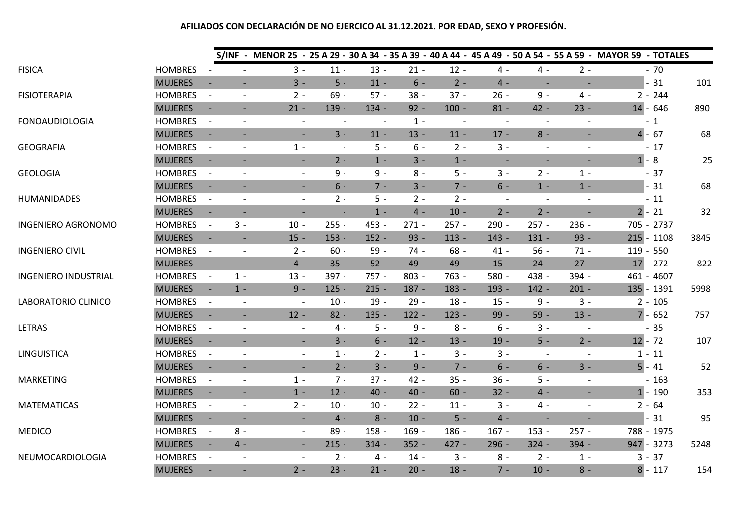**AFILIADOS CON DECLARACIÓN DE NO EJERCICO AL 31.12.2021. POR EDAD, SEXO Y PROFESIÓN.**

| | | S/INF | MENOR 25 | 25 A 29 | 30 A 34 | 35 A 39 | 40 A 44 | 45 A 49 | 50 A 54 | 55 A 59 | MAYOR 59 | TOTALES | |
|---|---|---|---|---|---|---|---|---|---|---|---|---|---|
| FISICA | HOMBRES | - | 3 | 11 | 13 | 21 | 12 | 4 | 4 | 2 | | 70 | |
| | MUJERES | - | 3 | 5 | 11 | 6 | 2 | 4 | - | - | | 31 | 101 |
| FISIOTERAPIA | HOMBRES | - | 2 | 69 | 57 | 38 | 37 | 26 | 9 | 4 | 2 | 244 | |
| | MUJERES | - | 21 | 139 | 134 | 92 | 100 | 81 | 42 | 23 | 14 | 646 | 890 |
| FONOAUDIOLOGIA | HOMBRES | - | - | - | - | 1 | - | - | - | - | | 1 | |
| | MUJERES | - | - | 3 | 11 | 13 | 11 | 17 | 8 | - | 4 | 67 | 68 |
| GEOGRAFIA | HOMBRES | - | 1 | - | 5 | 6 | 2 | 3 | - | - | | 17 | |
| | MUJERES | - | - | 2 | 1 | 3 | 1 | - | - | - | 1 | 8 | 25 |
| GEOLOGIA | HOMBRES | - | - | 9 | 9 | 8 | 5 | 3 | 2 | 1 | | 37 | |
| | MUJERES | - | - | 6 | 7 | 3 | 7 | 6 | 1 | 1 | | 31 | 68 |
| HUMANIDADES | HOMBRES | - | - | 2 | 5 | 2 | 2 | - | - | - | | 11 | |
| | MUJERES | - | - | - | 1 | 4 | 10 | 2 | 2 | - | 2 | 21 | 32 |
| INGENIERO AGRONOMO | HOMBRES | 3 | 10 | 255 | 453 | 271 | 257 | 290 | 257 | 236 | 705 | 2737 | |
| | MUJERES | - | 15 | 153 | 152 | 93 | 113 | 143 | 131 | 93 | 215 | 1108 | 3845 |
| INGENIERO CIVIL | HOMBRES | - | 2 | 60 | 59 | 74 | 68 | 41 | 56 | 71 | 119 | 550 | |
| | MUJERES | - | 4 | 35 | 52 | 49 | 49 | 15 | 24 | 27 | 17 | 272 | 822 |
| INGENIERO INDUSTRIAL | HOMBRES | 1 | 13 | 397 | 757 | 803 | 763 | 580 | 438 | 394 | 461 | 4607 | |
| | MUJERES | 1 | 9 | 125 | 215 | 187 | 183 | 193 | 142 | 201 | 135 | 1391 | 5998 |
| LABORATORIO CLINICO | HOMBRES | - | - | 10 | 19 | 29 | 18 | 15 | 9 | 3 | 2 | 105 | |
| | MUJERES | - | 12 | 82 | 135 | 122 | 123 | 99 | 59 | 13 | 7 | 652 | 757 |
| LETRAS | HOMBRES | - | - | 4 | 5 | 9 | 8 | 6 | 3 | - | | 35 | |
| | MUJERES | - | - | 3 | 6 | 12 | 13 | 19 | 5 | 2 | 12 | 72 | 107 |
| LINGUISTICA | HOMBRES | - | - | 1 | 2 | 1 | 3 | 3 | - | - | 1 | 11 | |
| | MUJERES | - | - | 2 | 3 | 9 | 7 | 6 | 6 | 3 | 5 | 41 | 52 |
| MARKETING | HOMBRES | - | 1 | 7 | 37 | 42 | 35 | 36 | 5 | - | | 163 | |
| | MUJERES | - | 1 | 12 | 40 | 40 | 60 | 32 | 4 | - | 1 | 190 | 353 |
| MATEMATICAS | HOMBRES | - | 2 | 10 | 10 | 22 | 11 | 3 | 4 | - | 2 | 64 | |
| | MUJERES | - | - | 4 | 8 | 10 | 5 | 4 | - | - | | 31 | 95 |
| MEDICO | HOMBRES | 8 | - | 89 | 158 | 169 | 186 | 167 | 153 | 257 | 788 | 1975 | |
| | MUJERES | 4 | - | 215 | 314 | 352 | 427 | 296 | 324 | 394 | 947 | 3273 | 5248 |
| NEUMOCARDIOLOGIA | HOMBRES | - | - | 2 | 4 | 14 | 3 | 8 | 2 | 1 | 3 | 37 | |
| | MUJERES | - | 2 | 23 | 21 | 20 | 18 | 7 | 10 | 8 | 8 | 117 | 154 |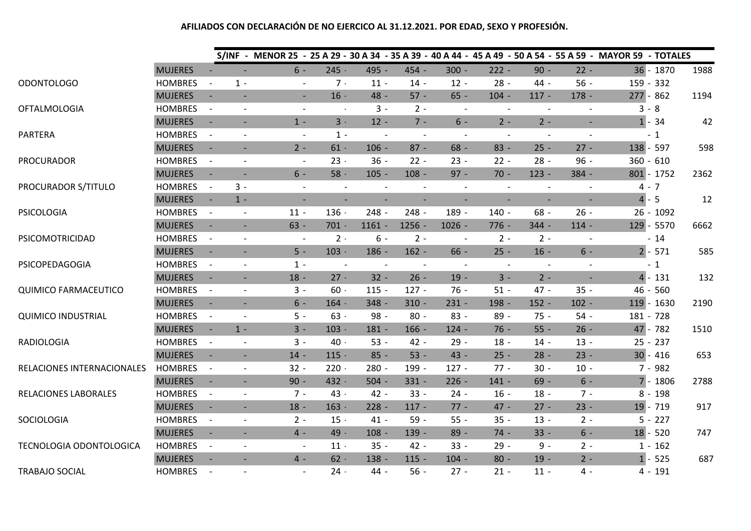**AFILIADOS CON DECLARACIÓN DE NO EJERCICO AL 31.12.2021. POR EDAD, SEXO Y PROFESIÓN.**

| | | S/INF | MENOR 25 | 25 A 29 | 30 A 34 | 35 A 39 | 40 A 44 | 45 A 49 | 50 A 54 | 55 A 59 | MAYOR 59 | TOTALES | |
|---|---|---|---|---|---|---|---|---|---|---|---|---|---|
| | MUJERES | - | - | 6 | 245 | 495 | 454 | 300 | 222 | 90 | 22 | 36 | 1870 | 1988 |
| ODONTOLOGO | HOMBRES | - | 1 | - | 7 | 11 | 14 | 12 | 28 | 44 | 56 | 159 | 332 | |
| | MUJERES | - | - | - | 16 | 48 | 57 | 65 | 104 | 117 | 178 | 277 | 862 | 1194 |
| OFTALMOLOGIA | HOMBRES | - | - | - | - | 3 | 2 | - | - | - | - | 3 | 8 | |
| | MUJERES | - | - | 1 | 3 | 12 | 7 | 6 | 2 | 2 | - | 1 | 34 | 42 |
| PARTERA | HOMBRES | - | - | - | 1 | - | - | - | - | - | - | - | 1 | |
| | MUJERES | - | - | 2 | 61 | 106 | 87 | 68 | 83 | 25 | 27 | 138 | 597 | 598 |
| PROCURADOR | HOMBRES | - | - | - | 23 | 36 | 22 | 23 | 22 | 28 | 96 | 360 | 610 | |
| | MUJERES | - | - | 6 | 58 | 105 | 108 | 97 | 70 | 123 | 384 | 801 | 1752 | 2362 |
| PROCURADOR S/TITULO | HOMBRES | - | 3 | - | - | - | - | - | - | - | - | 4 | 7 | |
| | MUJERES | - | 1 | - | - | - | - | - | - | - | - | 4 | 5 | 12 |
| PSICOLOGIA | HOMBRES | - | - | 11 | 136 | 248 | 248 | 189 | 140 | 68 | 26 | 26 | 1092 | |
| | MUJERES | - | - | 63 | 701 | 1161 | 1256 | 1026 | 776 | 344 | 114 | 129 | 5570 | 6662 |
| PSICOMOTRICIDAD | HOMBRES | - | - | - | 2 | 6 | 2 | - | 2 | 2 | - | - | 14 | |
| | MUJERES | - | - | 5 | 103 | 186 | 162 | 66 | 25 | 16 | 6 | 2 | 571 | 585 |
| PSICOPEDAGOGIA | HOMBRES | - | - | 1 | - | - | - | - | - | - | - | - | 1 | |
| | MUJERES | - | - | 18 | 27 | 32 | 26 | 19 | 3 | 2 | - | 4 | 131 | 132 |
| QUIMICO FARMACEUTICO | HOMBRES | - | - | 3 | 60 | 115 | 127 | 76 | 51 | 47 | 35 | 46 | 560 | |
| | MUJERES | - | - | 6 | 164 | 348 | 310 | 231 | 198 | 152 | 102 | 119 | 1630 | 2190 |
| QUIMICO INDUSTRIAL | HOMBRES | - | - | 5 | 63 | 98 | 80 | 83 | 89 | 75 | 54 | 181 | 728 | |
| | MUJERES | - | 1 | 3 | 103 | 181 | 166 | 124 | 76 | 55 | 26 | 47 | 782 | 1510 |
| RADIOLOGIA | HOMBRES | - | - | 3 | 40 | 53 | 42 | 29 | 18 | 14 | 13 | 25 | 237 | |
| | MUJERES | - | - | 14 | 115 | 85 | 53 | 43 | 25 | 28 | 23 | 30 | 416 | 653 |
| RELACIONES INTERNACIONALES | HOMBRES | - | - | 32 | 220 | 280 | 199 | 127 | 77 | 30 | 10 | 7 | 982 | |
| | MUJERES | - | - | 90 | 432 | 504 | 331 | 226 | 141 | 69 | 6 | 7 | 1806 | 2788 |
| RELACIONES LABORALES | HOMBRES | - | - | 7 | 43 | 42 | 33 | 24 | 16 | 18 | 7 | 8 | 198 | |
| | MUJERES | - | - | 18 | 163 | 228 | 117 | 77 | 47 | 27 | 23 | 19 | 719 | 917 |
| SOCIOLOGIA | HOMBRES | - | - | 2 | 15 | 41 | 59 | 55 | 35 | 13 | 2 | 5 | 227 | |
| | MUJERES | - | - | 4 | 49 | 108 | 139 | 89 | 74 | 33 | 6 | 18 | 520 | 747 |
| TECNOLOGIA ODONTOLOGICA | HOMBRES | - | - | - | 11 | 35 | 42 | 33 | 29 | 9 | 2 | 1 | 162 | |
| | MUJERES | - | - | 4 | 62 | 138 | 115 | 104 | 80 | 19 | 2 | 1 | 525 | 687 |
| TRABAJO SOCIAL | HOMBRES | - | - | - | 24 | 44 | 56 | 27 | 21 | 11 | 4 | 4 | 191 | |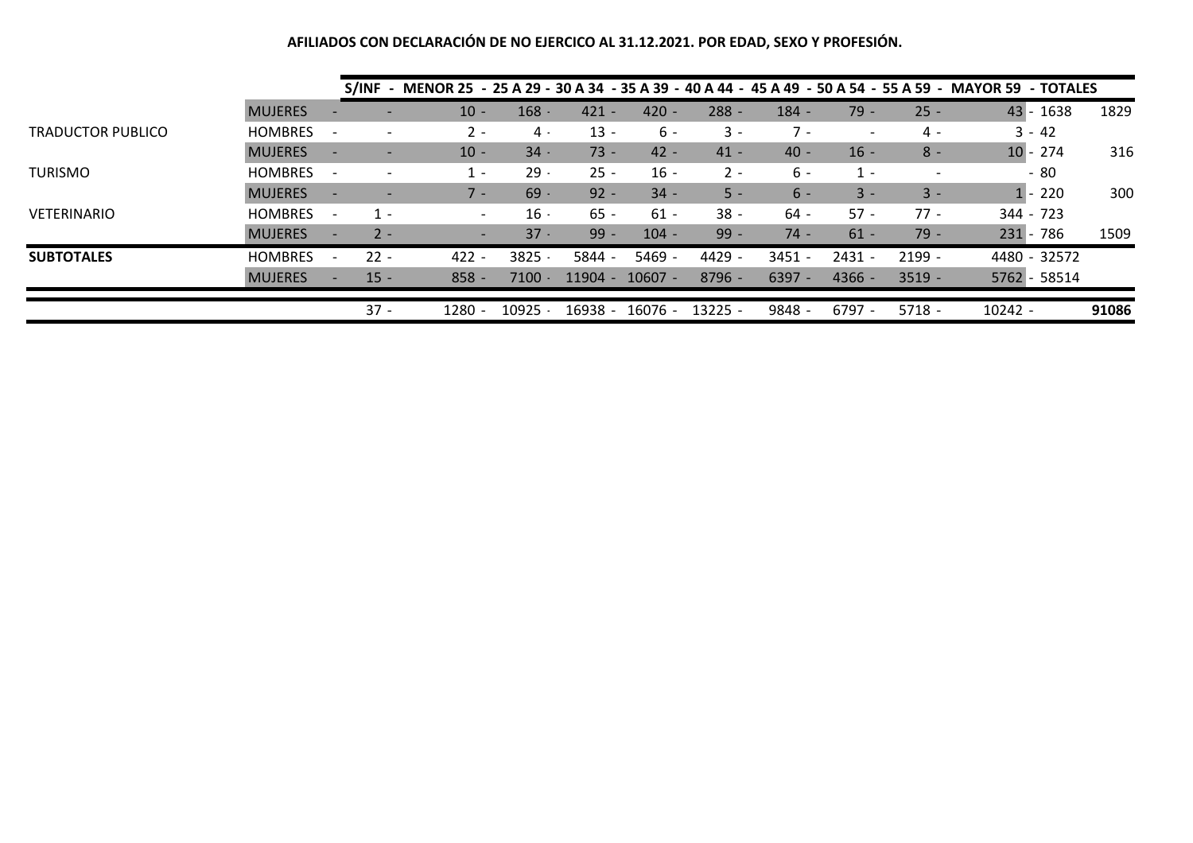**AFILIADOS CON DECLARACIÓN DE NO EJERCICO AL 31.12.2021. POR EDAD, SEXO Y PROFESIÓN.**

| | | | S/INF | MENOR 25 | 25 A 29 | 30 A 34 | 35 A 39 | 40 A 44 | 45 A 49 | 50 A 54 | 55 A 59 | MAYOR 59 | TOTALES | |
|---|---|---|---|---|---|---|---|---|---|---|---|---|---|---|
| | MUJERES | - | - | 10 | 168 | 421 | 420 | 288 | 184 | 79 | 25 | 43 | 1638 | 1829 |
| TRADUCTOR PUBLICO | HOMBRES | - | - | 2 | 4 | 13 | 6 | 3 | 7 | - | 4 | 3 | 42 | |
| | MUJERES | - | - | 10 | 34 | 73 | 42 | 41 | 40 | 16 | 8 | 10 | 274 | 316 |
| TURISMO | HOMBRES | - | - | 1 | 29 | 25 | 16 | 2 | 6 | 1 | - | | 80 | |
| | MUJERES | - | - | 7 | 69 | 92 | 34 | 5 | 6 | 3 | 3 | 1 | 220 | 300 |
| VETERINARIO | HOMBRES | - | 1 | - | 16 | 65 | 61 | 38 | 64 | 57 | 77 | 344 | 723 | |
| | MUJERES | - | 2 | - | 37 | 99 | 104 | 99 | 74 | 61 | 79 | 231 | 786 | 1509 |
| **SUBTOTALES** | HOMBRES | - | 22 | 422 | 3825 | 5844 | 5469 | 4429 | 3451 | 2431 | 2199 | 4480 | 32572 | |
| | MUJERES | - | 15 | 858 | 7100 | 11904 | 10607 | 8796 | 6397 | 4366 | 3519 | 5762 | 58514 | |
| | | | 37 | 1280 | 10925 | 16938 | 16076 | 13225 | 9848 | 6797 | 5718 | 10242 | | **91086** |